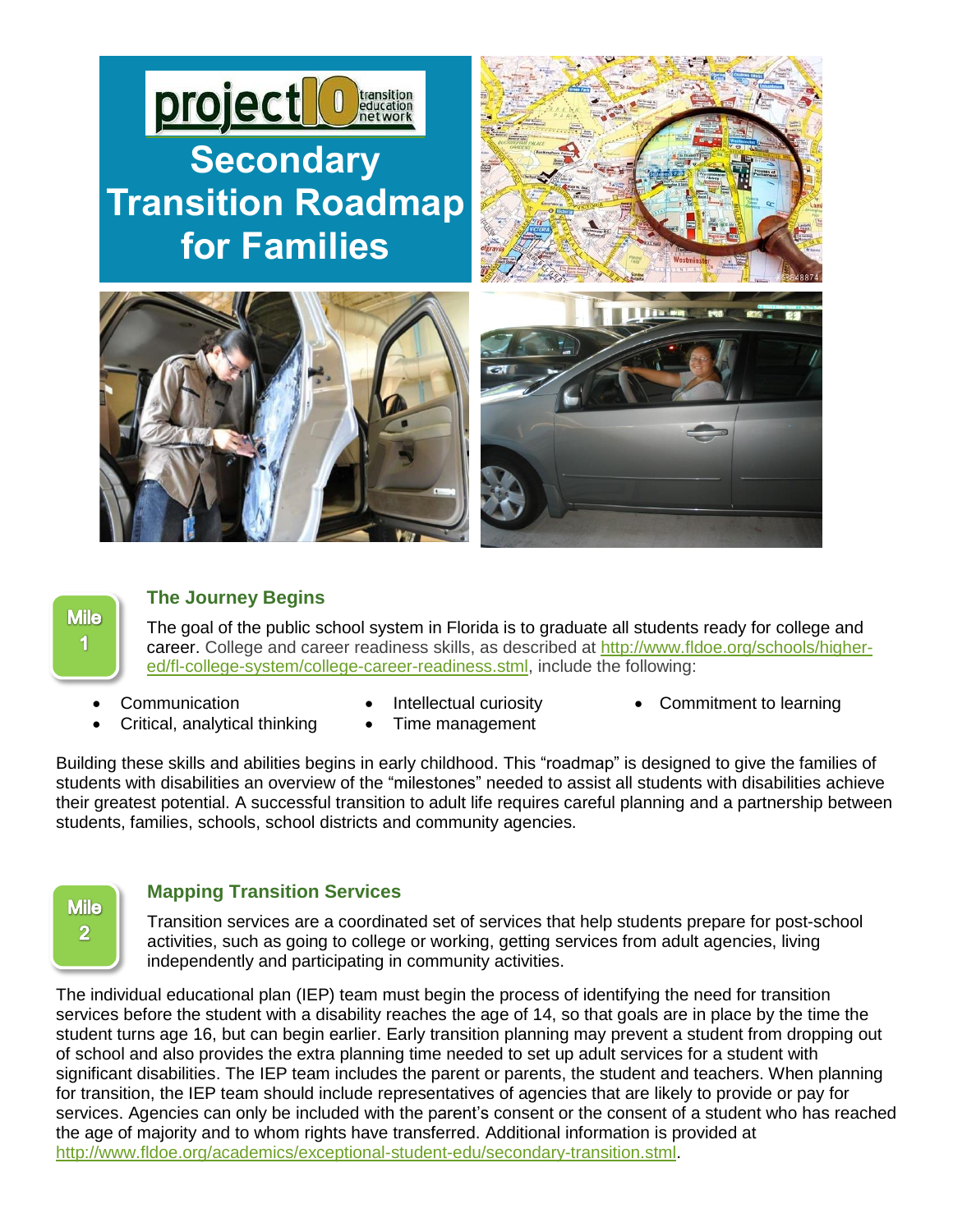project IO transition education network

# Secondary Transition Roadmap for Families

Mile 1

## The Journey Begins

The goal of the public school system in Florida is to graduate all students ready for college and career. College and career readiness skills, as described at http://www.fldoe.org/schools/higher-ed/fl-college-system/college-career-readiness.stml, include the following:

- Communication
- Critical, analytical thinking
- Intellectual curiosity
- Time management
- Commitment to learning

Building these skills and abilities begins in early childhood. This "roadmap" is designed to give the families of students with disabilities an overview of the "milestones" needed to assist all students with disabilities achieve their greatest potential. A successful transition to adult life requires careful planning and a partnership between students, families, schools, school districts and community agencies.

Mile 2

## Mapping Transition Services

Transition services are a coordinated set of services that help students prepare for post-school activities, such as going to college or working, getting services from adult agencies, living independently and participating in community activities.

The individual educational plan (IEP) team must begin the process of identifying the need for transition services before the student with a disability reaches the age of 14, so that goals are in place by the time the student turns age 16, but can begin earlier. Early transition planning may prevent a student from dropping out of school and also provides the extra planning time needed to set up adult services for a student with significant disabilities. The IEP team includes the parent or parents, the student and teachers. When planning for transition, the IEP team should include representatives of agencies that are likely to provide or pay for services. Agencies can only be included with the parent's consent or the consent of a student who has reached the age of majority and to whom rights have transferred. Additional information is provided at http://www.fldoe.org/academics/exceptional-student-edu/secondary-transition.stml.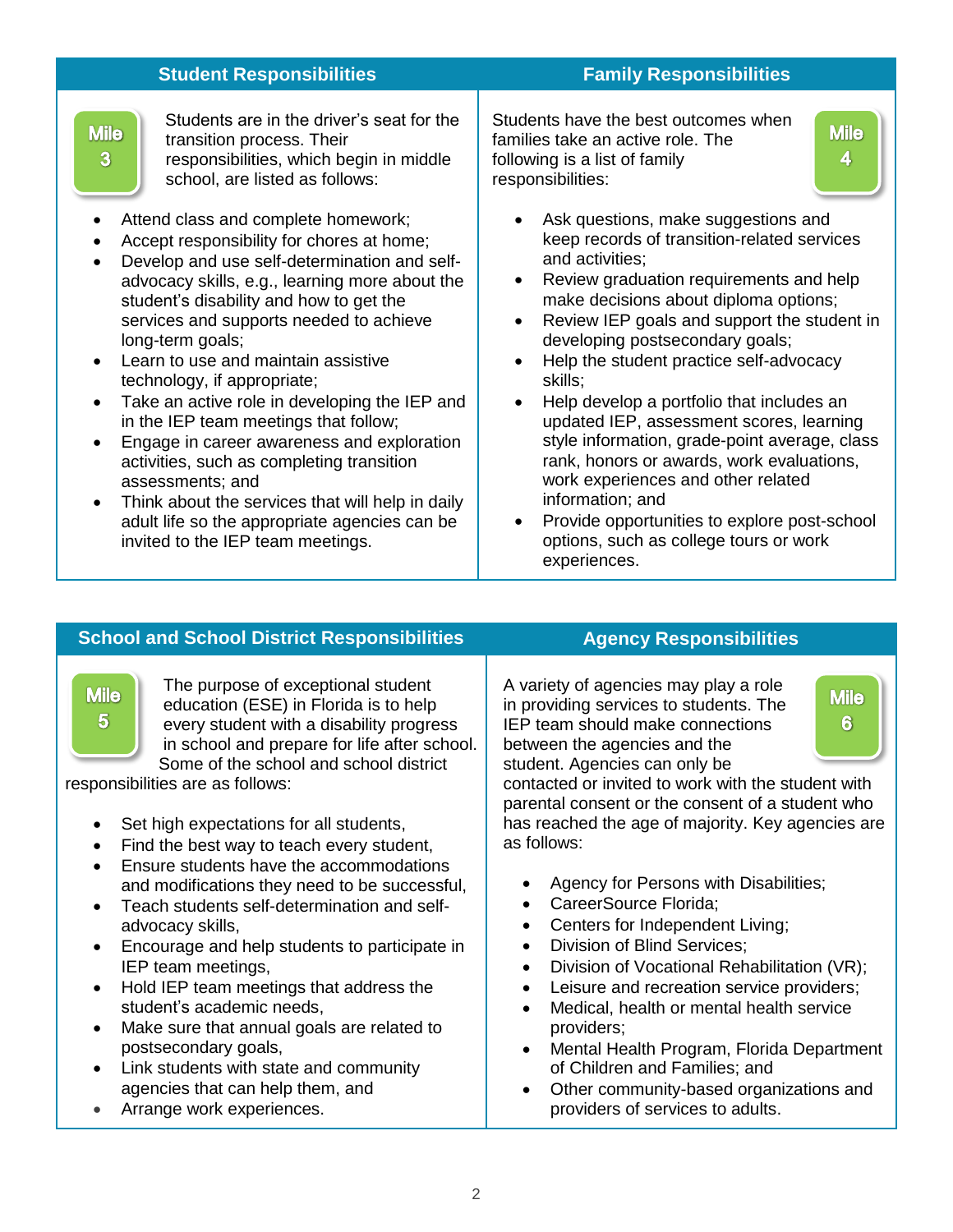## Student Responsibilities

**Mile 3**

Students are in the driver's seat for the transition process. Their responsibilities, which begin in middle school, are listed as follows:

- Attend class and complete homework;
- Accept responsibility for chores at home;
- Develop and use self-determination and self-advocacy skills, e.g., learning more about the student's disability and how to get the services and supports needed to achieve long-term goals;
- Learn to use and maintain assistive technology, if appropriate;
- Take an active role in developing the IEP and in the IEP team meetings that follow;
- Engage in career awareness and exploration activities, such as completing transition assessments; and
- Think about the services that will help in daily adult life so the appropriate agencies can be invited to the IEP team meetings.

## Family Responsibilities

**Mile 4**

Students have the best outcomes when families take an active role. The following is a list of family responsibilities:

- Ask questions, make suggestions and keep records of transition-related services and activities;
- Review graduation requirements and help make decisions about diploma options;
- Review IEP goals and support the student in developing postsecondary goals;
- Help the student practice self-advocacy skills;
- Help develop a portfolio that includes an updated IEP, assessment scores, learning style information, grade-point average, class rank, honors or awards, work evaluations, work experiences and other related information; and
- Provide opportunities to explore post-school options, such as college tours or work experiences.

## School and School District Responsibilities

**Mile 5**

The purpose of exceptional student education (ESE) in Florida is to help every student with a disability progress in school and prepare for life after school. Some of the school and school district responsibilities are as follows:

- Set high expectations for all students,
- Find the best way to teach every student,
- Ensure students have the accommodations and modifications they need to be successful,
- Teach students self-determination and self-advocacy skills,
- Encourage and help students to participate in IEP team meetings,
- Hold IEP team meetings that address the student's academic needs,
- Make sure that annual goals are related to postsecondary goals,
- Link students with state and community agencies that can help them, and
- Arrange work experiences.

## Agency Responsibilities

**Mile 6**

A variety of agencies may play a role in providing services to students. The IEP team should make connections between the agencies and the student. Agencies can only be contacted or invited to work with the student with parental consent or the consent of a student who has reached the age of majority. Key agencies are as follows:

- Agency for Persons with Disabilities;
- CareerSource Florida;
- Centers for Independent Living;
- Division of Blind Services;
- Division of Vocational Rehabilitation (VR);
- Leisure and recreation service providers;
- Medical, health or mental health service providers;
- Mental Health Program, Florida Department of Children and Families; and
- Other community-based organizations and providers of services to adults.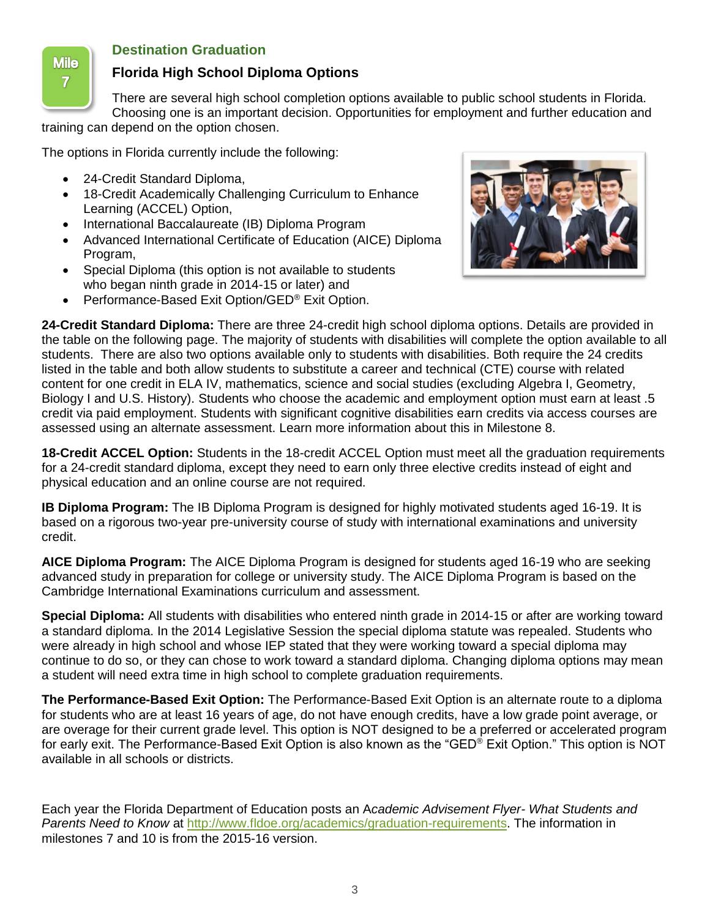Mile 7

## Destination Graduation

### Florida High School Diploma Options

There are several high school completion options available to public school students in Florida. Choosing one is an important decision. Opportunities for employment and further education and training can depend on the option chosen.

The options in Florida currently include the following:

- 24-Credit Standard Diploma,
- 18-Credit Academically Challenging Curriculum to Enhance Learning (ACCEL) Option,
- International Baccalaureate (IB) Diploma Program
- Advanced International Certificate of Education (AICE) Diploma Program,
- Special Diploma (this option is not available to students who began ninth grade in 2014-15 or later) and
- Performance-Based Exit Option/GED® Exit Option.

**24-Credit Standard Diploma:** There are three 24-credit high school diploma options. Details are provided in the table on the following page. The majority of students with disabilities will complete the option available to all students. There are also two options available only to students with disabilities. Both require the 24 credits listed in the table and both allow students to substitute a career and technical (CTE) course with related content for one credit in ELA IV, mathematics, science and social studies (excluding Algebra I, Geometry, Biology I and U.S. History). Students who choose the academic and employment option must earn at least .5 credit via paid employment. Students with significant cognitive disabilities earn credits via access courses are assessed using an alternate assessment. Learn more information about this in Milestone 8.

**18-Credit ACCEL Option:** Students in the 18-credit ACCEL Option must meet all the graduation requirements for a 24-credit standard diploma, except they need to earn only three elective credits instead of eight and physical education and an online course are not required.

**IB Diploma Program:** The IB Diploma Program is designed for highly motivated students aged 16-19. It is based on a rigorous two-year pre-university course of study with international examinations and university credit.

**AICE Diploma Program:** The AICE Diploma Program is designed for students aged 16-19 who are seeking advanced study in preparation for college or university study. The AICE Diploma Program is based on the Cambridge International Examinations curriculum and assessment.

**Special Diploma:** All students with disabilities who entered ninth grade in 2014-15 or after are working toward a standard diploma. In the 2014 Legislative Session the special diploma statute was repealed. Students who were already in high school and whose IEP stated that they were working toward a special diploma may continue to do so, or they can chose to work toward a standard diploma. Changing diploma options may mean a student will need extra time in high school to complete graduation requirements.

**The Performance-Based Exit Option:** The Performance-Based Exit Option is an alternate route to a diploma for students who are at least 16 years of age, do not have enough credits, have a low grade point average, or are overage for their current grade level. This option is NOT designed to be a preferred or accelerated program for early exit. The Performance-Based Exit Option is also known as the "GED® Exit Option." This option is NOT available in all schools or districts.

Each year the Florida Department of Education posts an A*cademic Advisement Flyer- What Students and Parents Need to Know* at http://www.fldoe.org/academics/graduation-requirements. The information in milestones 7 and 10 is from the 2015-16 version.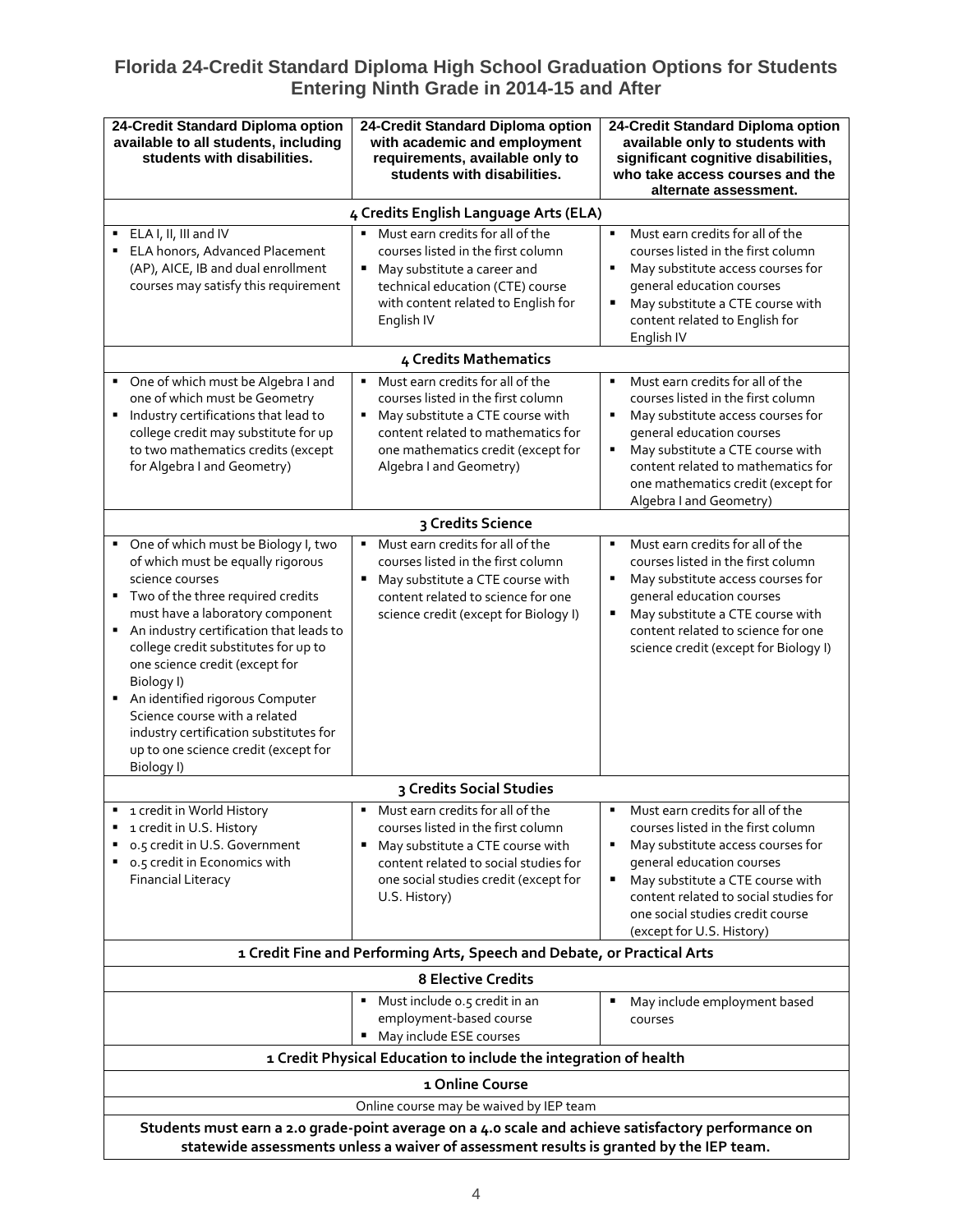# Florida 24-Credit Standard Diploma High School Graduation Options for Students Entering Ninth Grade in 2014-15 and After

| 24-Credit Standard Diploma option available to all students, including students with disabilities. | 24-Credit Standard Diploma option with academic and employment requirements, available only to students with disabilities. | 24-Credit Standard Diploma option available only to students with significant cognitive disabilities, who take access courses and the alternate assessment. |
|---|---|---|
| **4 Credits English Language Arts (ELA)** | | |
| ▪ ELA I, II, III and IV<br>▪ ELA honors, Advanced Placement (AP), AICE, IB and dual enrollment courses may satisfy this requirement | ▪ Must earn credits for all of the courses listed in the first column<br>▪ May substitute a career and technical education (CTE) course with content related to English for English IV | ▪ Must earn credits for all of the courses listed in the first column<br>▪ May substitute access courses for general education courses<br>▪ May substitute a CTE course with content related to English for English IV |
| **4 Credits Mathematics** | | |
| ▪ One of which must be Algebra I and one of which must be Geometry<br>▪ Industry certifications that lead to college credit may substitute for up to two mathematics credits (except for Algebra I and Geometry) | ▪ Must earn credits for all of the courses listed in the first column<br>▪ May substitute a CTE course with content related to mathematics for one mathematics credit (except for Algebra I and Geometry) | ▪ Must earn credits for all of the courses listed in the first column<br>▪ May substitute access courses for general education courses<br>▪ May substitute a CTE course with content related to mathematics for one mathematics credit (except for Algebra I and Geometry) |
| **3 Credits Science** | | |
| ▪ One of which must be Biology I, two of which must be equally rigorous science courses<br>▪ Two of the three required credits must have a laboratory component<br>▪ An industry certification that leads to college credit substitutes for up to one science credit (except for Biology I)<br>▪ An identified rigorous Computer Science course with a related industry certification substitutes for up to one science credit (except for Biology I) | ▪ Must earn credits for all of the courses listed in the first column<br>▪ May substitute a CTE course with content related to science for one science credit (except for Biology I) | ▪ Must earn credits for all of the courses listed in the first column<br>▪ May substitute access courses for general education courses<br>▪ May substitute a CTE course with content related to science for one science credit (except for Biology I) |
| **3 Credits Social Studies** | | |
| ▪ 1 credit in World History<br>▪ 1 credit in U.S. History<br>▪ 0.5 credit in U.S. Government<br>▪ 0.5 credit in Economics with Financial Literacy | ▪ Must earn credits for all of the courses listed in the first column<br>▪ May substitute a CTE course with content related to social studies for one social studies credit (except for U.S. History) | ▪ Must earn credits for all of the courses listed in the first column<br>▪ May substitute access courses for general education courses<br>▪ May substitute a CTE course with content related to social studies for one social studies credit course (except for U.S. History) |
| **1 Credit Fine and Performing Arts, Speech and Debate, or Practical Arts** | | |
| **8 Elective Credits** | | |
| | ▪ Must include 0.5 credit in an employment-based course<br>▪ May include ESE courses | ▪ May include employment based courses |
| **1 Credit Physical Education to include the integration of health** | | |
| **1 Online Course** | | |
| Online course may be waived by IEP team | | |
| **Students must earn a 2.0 grade-point average on a 4.0 scale and achieve satisfactory performance on statewide assessments unless a waiver of assessment results is granted by the IEP team.** | | |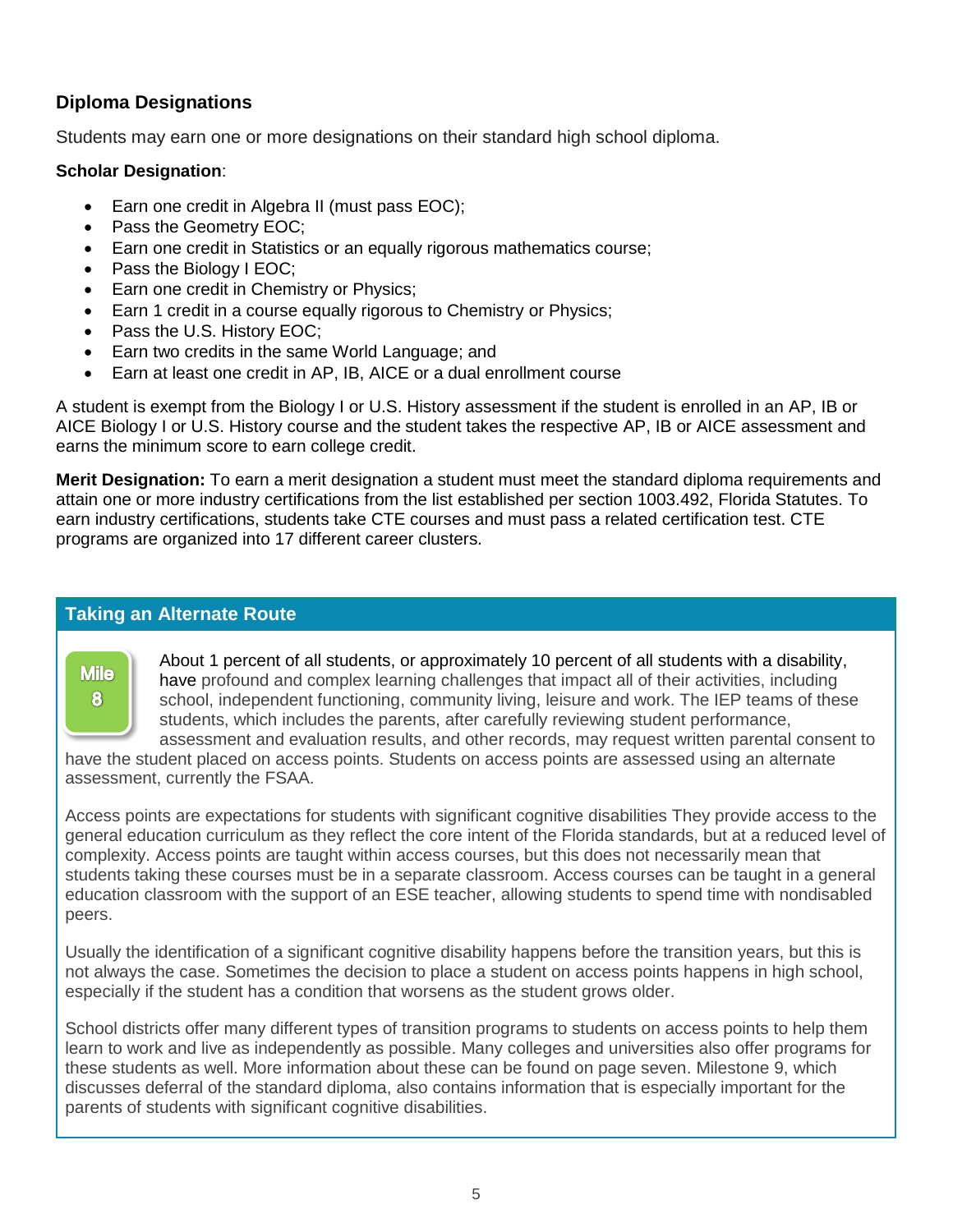## Diploma Designations

Students may earn one or more designations on their standard high school diploma.

**Scholar Designation**:

- Earn one credit in Algebra II (must pass EOC);
- Pass the Geometry EOC;
- Earn one credit in Statistics or an equally rigorous mathematics course;
- Pass the Biology I EOC;
- Earn one credit in Chemistry or Physics;
- Earn 1 credit in a course equally rigorous to Chemistry or Physics;
- Pass the U.S. History EOC;
- Earn two credits in the same World Language; and
- Earn at least one credit in AP, IB, AICE or a dual enrollment course

A student is exempt from the Biology I or U.S. History assessment if the student is enrolled in an AP, IB or AICE Biology I or U.S. History course and the student takes the respective AP, IB or AICE assessment and earns the minimum score to earn college credit.

**Merit Designation:** To earn a merit designation a student must meet the standard diploma requirements and attain one or more industry certifications from the list established per section 1003.492, Florida Statutes. To earn industry certifications, students take CTE courses and must pass a related certification test. CTE programs are organized into 17 different career clusters.

## Taking an Alternate Route

Mile 8

About 1 percent of all students, or approximately 10 percent of all students with a disability, have profound and complex learning challenges that impact all of their activities, including school, independent functioning, community living, leisure and work. The IEP teams of these students, which includes the parents, after carefully reviewing student performance, assessment and evaluation results, and other records, may request written parental consent to have the student placed on access points. Students on access points are assessed using an alternate assessment, currently the FSAA.

Access points are expectations for students with significant cognitive disabilities They provide access to the general education curriculum as they reflect the core intent of the Florida standards, but at a reduced level of complexity. Access points are taught within access courses, but this does not necessarily mean that students taking these courses must be in a separate classroom. Access courses can be taught in a general education classroom with the support of an ESE teacher, allowing students to spend time with nondisabled peers.

Usually the identification of a significant cognitive disability happens before the transition years, but this is not always the case. Sometimes the decision to place a student on access points happens in high school, especially if the student has a condition that worsens as the student grows older.

School districts offer many different types of transition programs to students on access points to help them learn to work and live as independently as possible. Many colleges and universities also offer programs for these students as well. More information about these can be found on page seven. Milestone 9, which discusses deferral of the standard diploma, also contains information that is especially important for the parents of students with significant cognitive disabilities.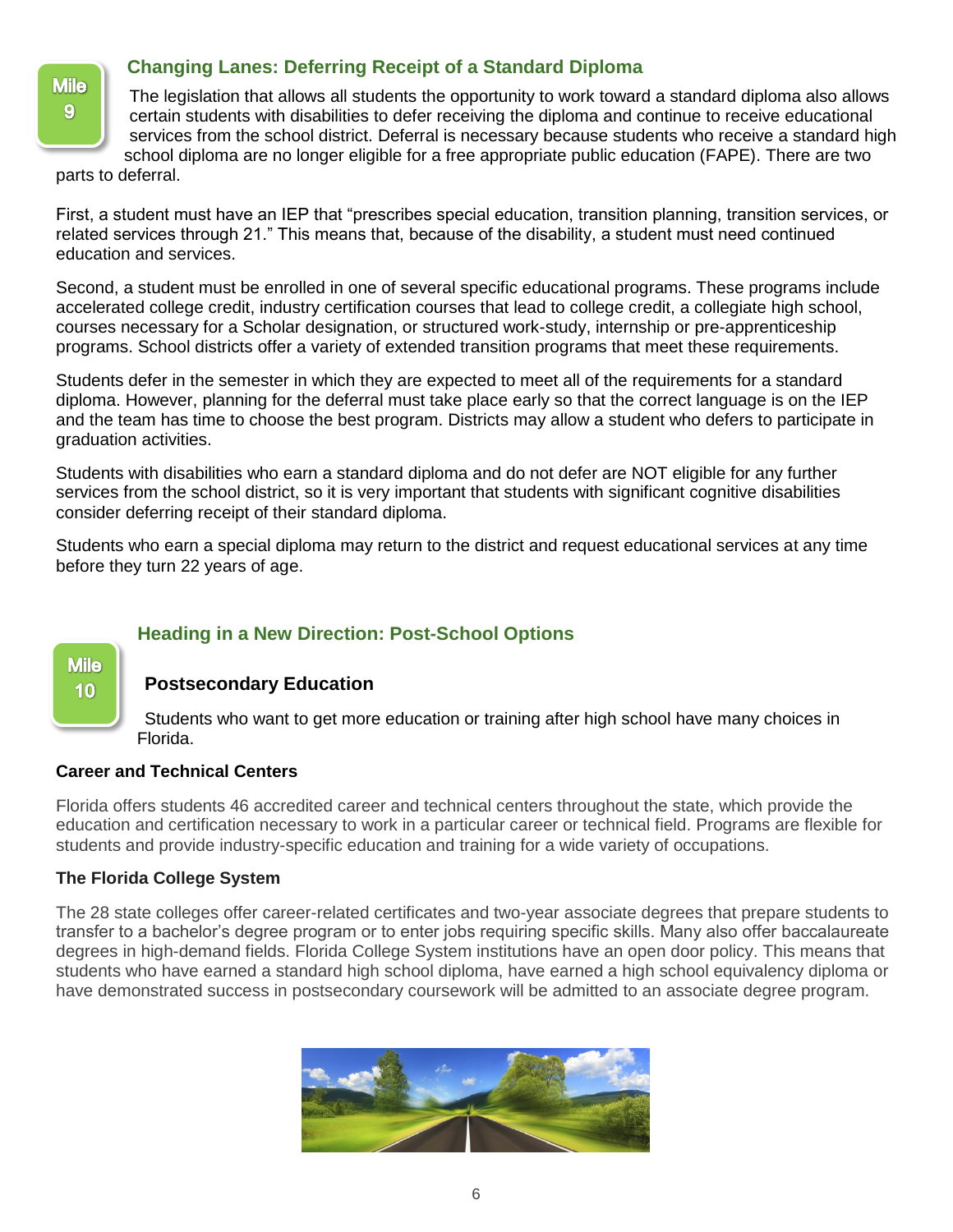Mile 9

## Changing Lanes: Deferring Receipt of a Standard Diploma

The legislation that allows all students the opportunity to work toward a standard diploma also allows certain students with disabilities to defer receiving the diploma and continue to receive educational services from the school district. Deferral is necessary because students who receive a standard high school diploma are no longer eligible for a free appropriate public education (FAPE). There are two parts to deferral.

First, a student must have an IEP that "prescribes special education, transition planning, transition services, or related services through 21." This means that, because of the disability, a student must need continued education and services.

Second, a student must be enrolled in one of several specific educational programs. These programs include accelerated college credit, industry certification courses that lead to college credit, a collegiate high school, courses necessary for a Scholar designation, or structured work-study, internship or pre-apprenticeship programs. School districts offer a variety of extended transition programs that meet these requirements.

Students defer in the semester in which they are expected to meet all of the requirements for a standard diploma. However, planning for the deferral must take place early so that the correct language is on the IEP and the team has time to choose the best program. Districts may allow a student who defers to participate in graduation activities.

Students with disabilities who earn a standard diploma and do not defer are NOT eligible for any further services from the school district, so it is very important that students with significant cognitive disabilities consider deferring receipt of their standard diploma.

Students who earn a special diploma may return to the district and request educational services at any time before they turn 22 years of age.

Mile 10

## Heading in a New Direction: Post-School Options

### Postsecondary Education

Students who want to get more education or training after high school have many choices in Florida.

**Career and Technical Centers**

Florida offers students 46 accredited career and technical centers throughout the state, which provide the education and certification necessary to work in a particular career or technical field. Programs are flexible for students and provide industry-specific education and training for a wide variety of occupations.

**The Florida College System**

The 28 state colleges offer career-related certificates and two-year associate degrees that prepare students to transfer to a bachelor's degree program or to enter jobs requiring specific skills. Many also offer baccalaureate degrees in high-demand fields. Florida College System institutions have an open door policy. This means that students who have earned a standard high school diploma, have earned a high school equivalency diploma or have demonstrated success in postsecondary coursework will be admitted to an associate degree program.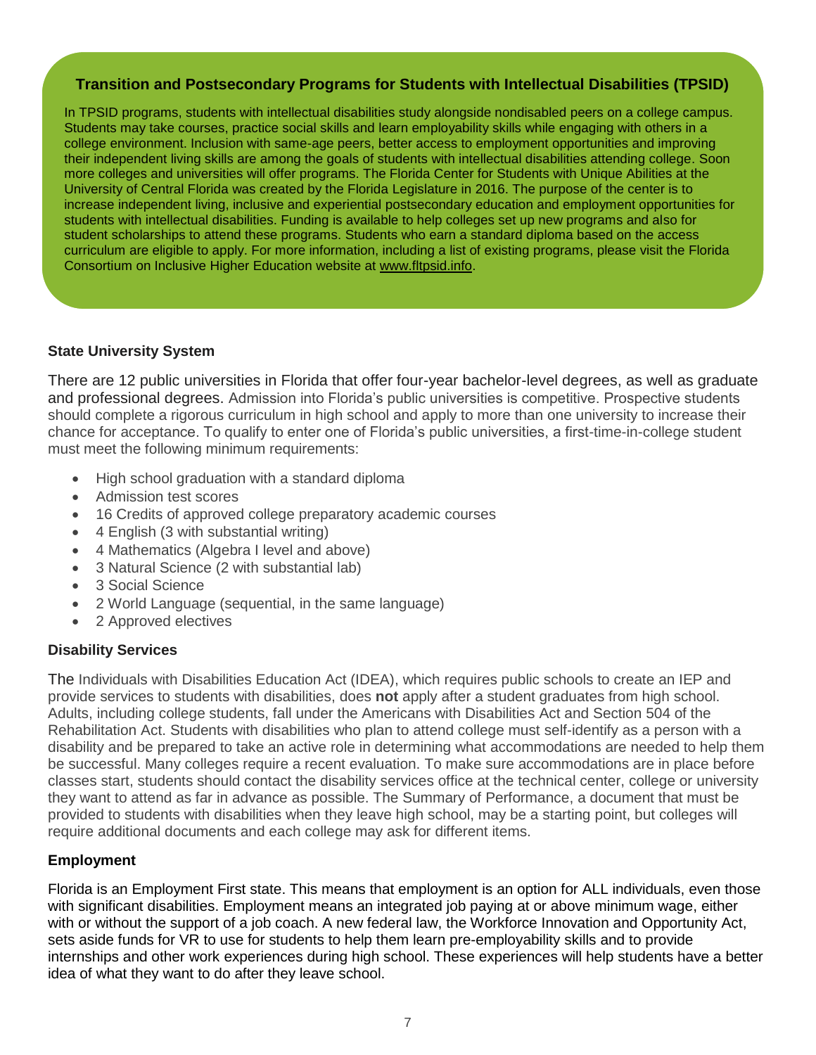**Transition and Postsecondary Programs for Students with Intellectual Disabilities (TPSID)**

In TPSID programs, students with intellectual disabilities study alongside nondisabled peers on a college campus. Students may take courses, practice social skills and learn employability skills while engaging with others in a college environment. Inclusion with same-age peers, better access to employment opportunities and improving their independent living skills are among the goals of students with intellectual disabilities attending college. Soon more colleges and universities will offer programs. The Florida Center for Students with Unique Abilities at the University of Central Florida was created by the Florida Legislature in 2016. The purpose of the center is to increase independent living, inclusive and experiential postsecondary education and employment opportunities for students with intellectual disabilities. Funding is available to help colleges set up new programs and also for student scholarships to attend these programs. Students who earn a standard diploma based on the access curriculum are eligible to apply. For more information, including a list of existing programs, please visit the Florida Consortium on Inclusive Higher Education website at www.fltpsid.info.

**State University System**

There are 12 public universities in Florida that offer four-year bachelor-level degrees, as well as graduate and professional degrees. Admission into Florida's public universities is competitive. Prospective students should complete a rigorous curriculum in high school and apply to more than one university to increase their chance for acceptance. To qualify to enter one of Florida's public universities, a first-time-in-college student must meet the following minimum requirements:

- High school graduation with a standard diploma
- Admission test scores
- 16 Credits of approved college preparatory academic courses
- 4 English (3 with substantial writing)
- 4 Mathematics (Algebra I level and above)
- 3 Natural Science (2 with substantial lab)
- 3 Social Science
- 2 World Language (sequential, in the same language)
- 2 Approved electives

**Disability Services**

The Individuals with Disabilities Education Act (IDEA), which requires public schools to create an IEP and provide services to students with disabilities, does **not** apply after a student graduates from high school. Adults, including college students, fall under the Americans with Disabilities Act and Section 504 of the Rehabilitation Act. Students with disabilities who plan to attend college must self-identify as a person with a disability and be prepared to take an active role in determining what accommodations are needed to help them be successful. Many colleges require a recent evaluation. To make sure accommodations are in place before classes start, students should contact the disability services office at the technical center, college or university they want to attend as far in advance as possible. The Summary of Performance, a document that must be provided to students with disabilities when they leave high school, may be a starting point, but colleges will require additional documents and each college may ask for different items.

**Employment**

Florida is an Employment First state. This means that employment is an option for ALL individuals, even those with significant disabilities. Employment means an integrated job paying at or above minimum wage, either with or without the support of a job coach. A new federal law, the Workforce Innovation and Opportunity Act, sets aside funds for VR to use for students to help them learn pre-employability skills and to provide internships and other work experiences during high school. These experiences will help students have a better idea of what they want to do after they leave school.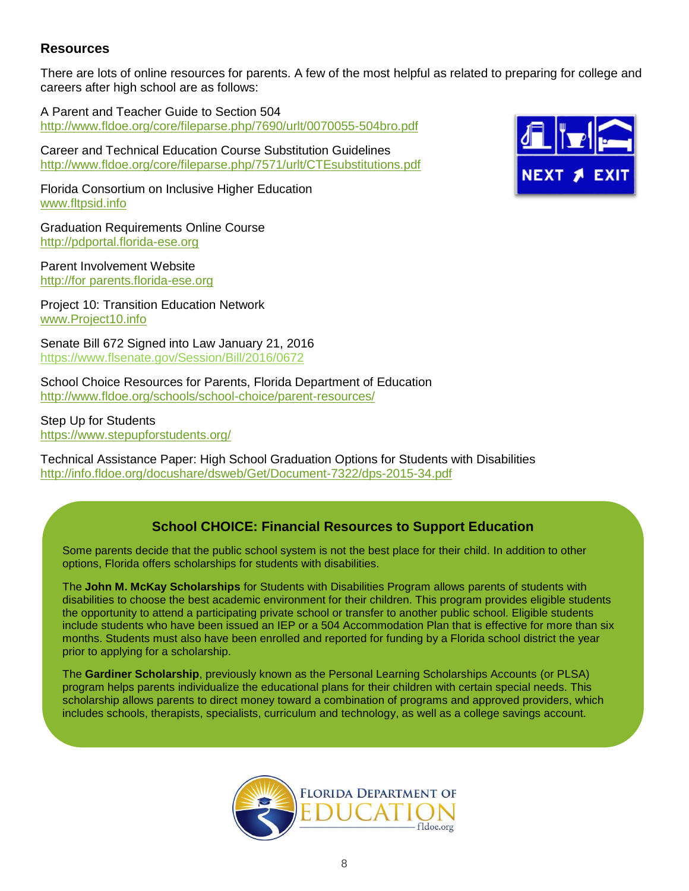## Resources

There are lots of online resources for parents. A few of the most helpful as related to preparing for college and careers after high school are as follows:

A Parent and Teacher Guide to Section 504
http://www.fldoe.org/core/fileparse.php/7690/urlt/0070055-504bro.pdf

Career and Technical Education Course Substitution Guidelines
http://www.fldoe.org/core/fileparse.php/7571/urlt/CTEsubstitutions.pdf

Florida Consortium on Inclusive Higher Education
www.fltpsid.info

Graduation Requirements Online Course
http://pdportal.florida-ese.org

Parent Involvement Website
http://for parents.florida-ese.org

Project 10: Transition Education Network
www.Project10.info

Senate Bill 672 Signed into Law January 21, 2016
https://www.flsenate.gov/Session/Bill/2016/0672

School Choice Resources for Parents, Florida Department of Education
http://www.fldoe.org/schools/school-choice/parent-resources/

Step Up for Students
https://www.stepupforstudents.org/

Technical Assistance Paper: High School Graduation Options for Students with Disabilities
http://info.fldoe.org/docushare/dsweb/Get/Document-7322/dps-2015-34.pdf

### School CHOICE: Financial Resources to Support Education

Some parents decide that the public school system is not the best place for their child. In addition to other options, Florida offers scholarships for students with disabilities.

The **John M. McKay Scholarships** for Students with Disabilities Program allows parents of students with disabilities to choose the best academic environment for their children. This program provides eligible students the opportunity to attend a participating private school or transfer to another public school. Eligible students include students who have been issued an IEP or a 504 Accommodation Plan that is effective for more than six months. Students must also have been enrolled and reported for funding by a Florida school district the year prior to applying for a scholarship.

The **Gardiner Scholarship**, previously known as the Personal Learning Scholarships Accounts (or PLSA) program helps parents individualize the educational plans for their children with certain special needs. This scholarship allows parents to direct money toward a combination of programs and approved providers, which includes schools, therapists, specialists, curriculum and technology, as well as a college savings account.

FLORIDA DEPARTMENT OF EDUCATION
fldoe.org